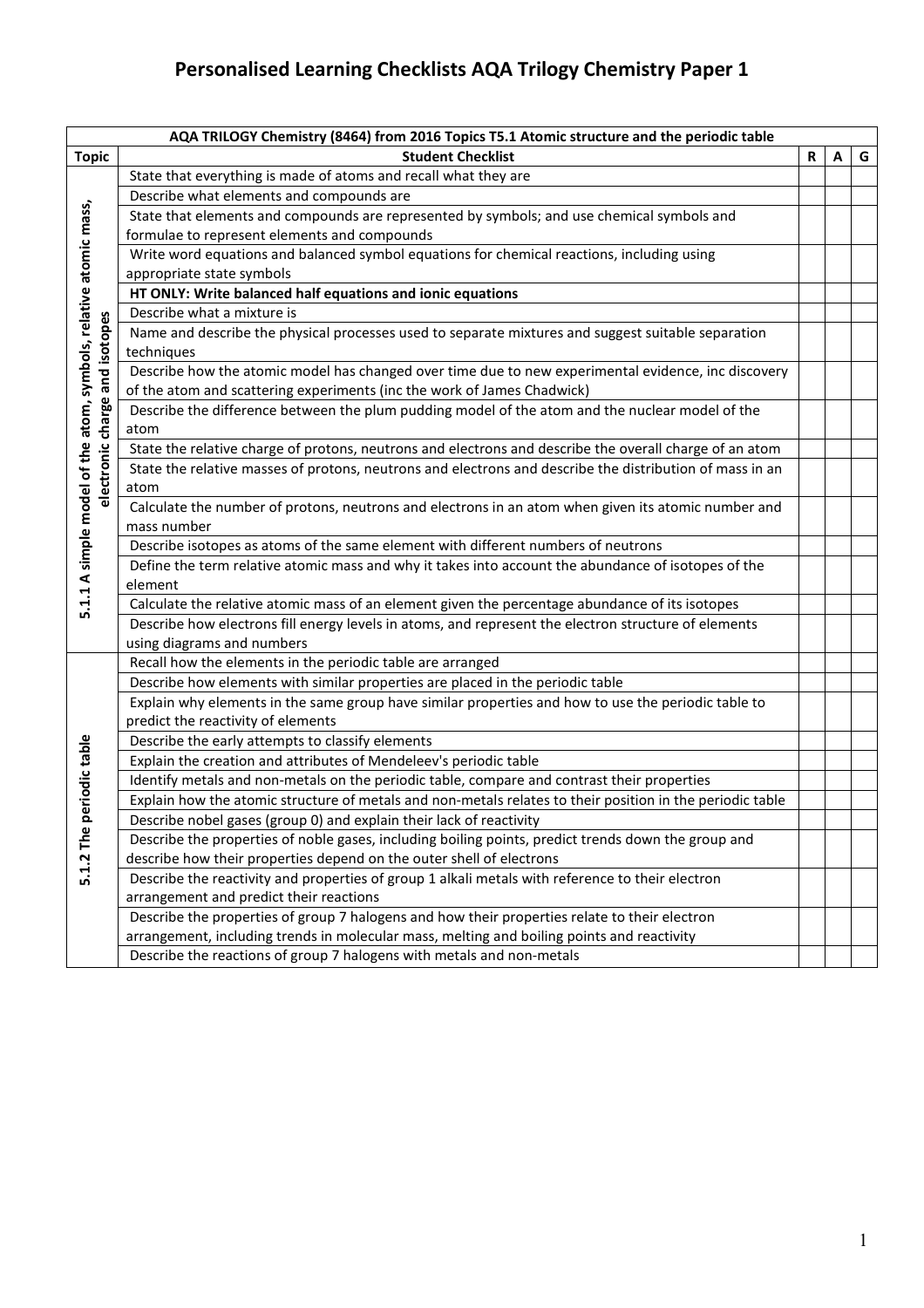# Personalised Learning Checklists AQA Trilogy Chemistry Paper 1

| AQA TRILOGY Chemistry (8464) from 2016 Topics T5.1 Atomic structure and the periodic table | | | | |
|---|---|---|---|---|
| **Topic** | **Student Checklist** | **R** | **A** | **G** |
| 5.1.1 A simple model of the atom, symbols, relative atomic mass, electronic charge and isotopes | State that everything is made of atoms and recall what they are | | | |
| | Describe what elements and compounds are | | | |
| | State that elements and compounds are represented by symbols; and use chemical symbols and formulae to represent elements and compounds | | | |
| | Write word equations and balanced symbol equations for chemical reactions, including using appropriate state symbols | | | |
| | **HT ONLY: Write balanced half equations and ionic equations** | | | |
| | Describe what a mixture is | | | |
| | Name and describe the physical processes used to separate mixtures and suggest suitable separation techniques | | | |
| | Describe how the atomic model has changed over time due to new experimental evidence, inc discovery of the atom and scattering experiments (inc the work of James Chadwick) | | | |
| | Describe the difference between the plum pudding model of the atom and the nuclear model of the atom | | | |
| | State the relative charge of protons, neutrons and electrons and describe the overall charge of an atom | | | |
| | State the relative masses of protons, neutrons and electrons and describe the distribution of mass in an atom | | | |
| | Calculate the number of protons, neutrons and electrons in an atom when given its atomic number and mass number | | | |
| | Describe isotopes as atoms of the same element with different numbers of neutrons | | | |
| | Define the term relative atomic mass and why it takes into account the abundance of isotopes of the element | | | |
| | Calculate the relative atomic mass of an element given the percentage abundance of its isotopes | | | |
| | Describe how electrons fill energy levels in atoms, and represent the electron structure of elements using diagrams and numbers | | | |
| 5.1.2 The periodic table | Recall how the elements in the periodic table are arranged | | | |
| | Describe how elements with similar properties are placed in the periodic table | | | |
| | Explain why elements in the same group have similar properties and how to use the periodic table to predict the reactivity of elements | | | |
| | Describe the early attempts to classify elements | | | |
| | Explain the creation and attributes of Mendeleev's periodic table | | | |
| | Identify metals and non-metals on the periodic table, compare and contrast their properties | | | |
| | Explain how the atomic structure of metals and non-metals relates to their position in the periodic table | | | |
| | Describe nobel gases (group 0) and explain their lack of reactivity | | | |
| | Describe the properties of noble gases, including boiling points, predict trends down the group and describe how their properties depend on the outer shell of electrons | | | |
| | Describe the reactivity and properties of group 1 alkali metals with reference to their electron arrangement and predict their reactions | | | |
| | Describe the properties of group 7 halogens and how their properties relate to their electron arrangement, including trends in molecular mass, melting and boiling points and reactivity | | | |
| | Describe the reactions of group 7 halogens with metals and non-metals | | | |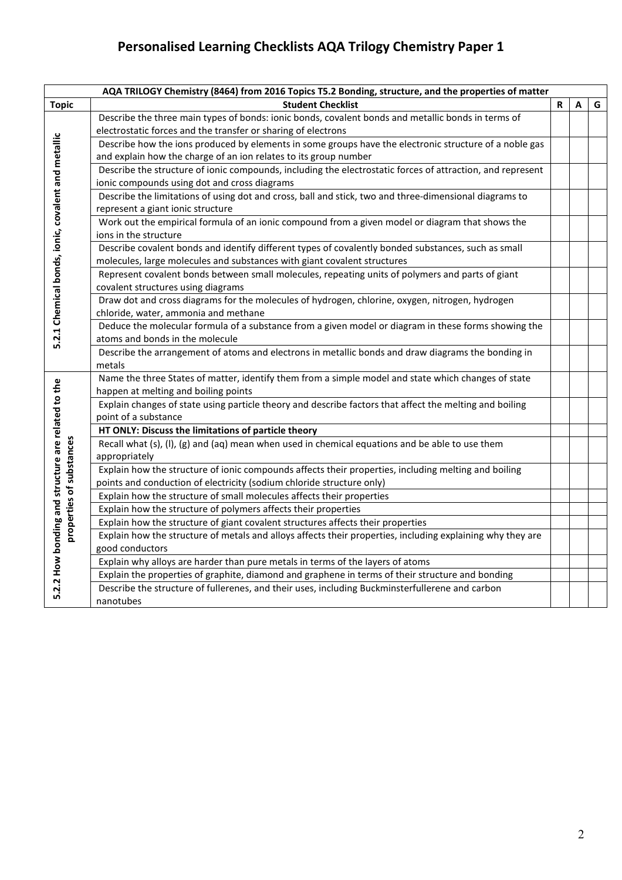# Personalised Learning Checklists AQA Trilogy Chemistry Paper 1

| AQA TRILOGY Chemistry (8464) from 2016 Topics T5.2 Bonding, structure, and the properties of matter | | | | |
|---|---|---|---|---|
| **Topic** | **Student Checklist** | **R** | **A** | **G** |
| **5.2.1 Chemical bonds, ionic, covalent and metallic** | Describe the three main types of bonds: ionic bonds, covalent bonds and metallic bonds in terms of electrostatic forces and the transfer or sharing of electrons | | | |
| | Describe how the ions produced by elements in some groups have the electronic structure of a noble gas and explain how the charge of an ion relates to its group number | | | |
| | Describe the structure of ionic compounds, including the electrostatic forces of attraction, and represent ionic compounds using dot and cross diagrams | | | |
| | Describe the limitations of using dot and cross, ball and stick, two and three-dimensional diagrams to represent a giant ionic structure | | | |
| | Work out the empirical formula of an ionic compound from a given model or diagram that shows the ions in the structure | | | |
| | Describe covalent bonds and identify different types of covalently bonded substances, such as small molecules, large molecules and substances with giant covalent structures | | | |
| | Represent covalent bonds between small molecules, repeating units of polymers and parts of giant covalent structures using diagrams | | | |
| | Draw dot and cross diagrams for the molecules of hydrogen, chlorine, oxygen, nitrogen, hydrogen chloride, water, ammonia and methane | | | |
| | Deduce the molecular formula of a substance from a given model or diagram in these forms showing the atoms and bonds in the molecule | | | |
| | Describe the arrangement of atoms and electrons in metallic bonds and draw diagrams the bonding in metals | | | |
| **5.2.2 How bonding and structure are related to the properties of substances** | Name the three States of matter, identify them from a simple model and state which changes of state happen at melting and boiling points | | | |
| | Explain changes of state using particle theory and describe factors that affect the melting and boiling point of a substance | | | |
| | **HT ONLY: Discuss the limitations of particle theory** | | | |
| | Recall what (s), (l), (g) and (aq) mean when used in chemical equations and be able to use them appropriately | | | |
| | Explain how the structure of ionic compounds affects their properties, including melting and boiling points and conduction of electricity (sodium chloride structure only) | | | |
| | Explain how the structure of small molecules affects their properties | | | |
| | Explain how the structure of polymers affects their properties | | | |
| | Explain how the structure of giant covalent structures affects their properties | | | |
| | Explain how the structure of metals and alloys affects their properties, including explaining why they are good conductors | | | |
| | Explain why alloys are harder than pure metals in terms of the layers of atoms | | | |
| | Explain the properties of graphite, diamond and graphene in terms of their structure and bonding | | | |
| | Describe the structure of fullerenes, and their uses, including Buckminsterfullerene and carbon nanotubes | | | |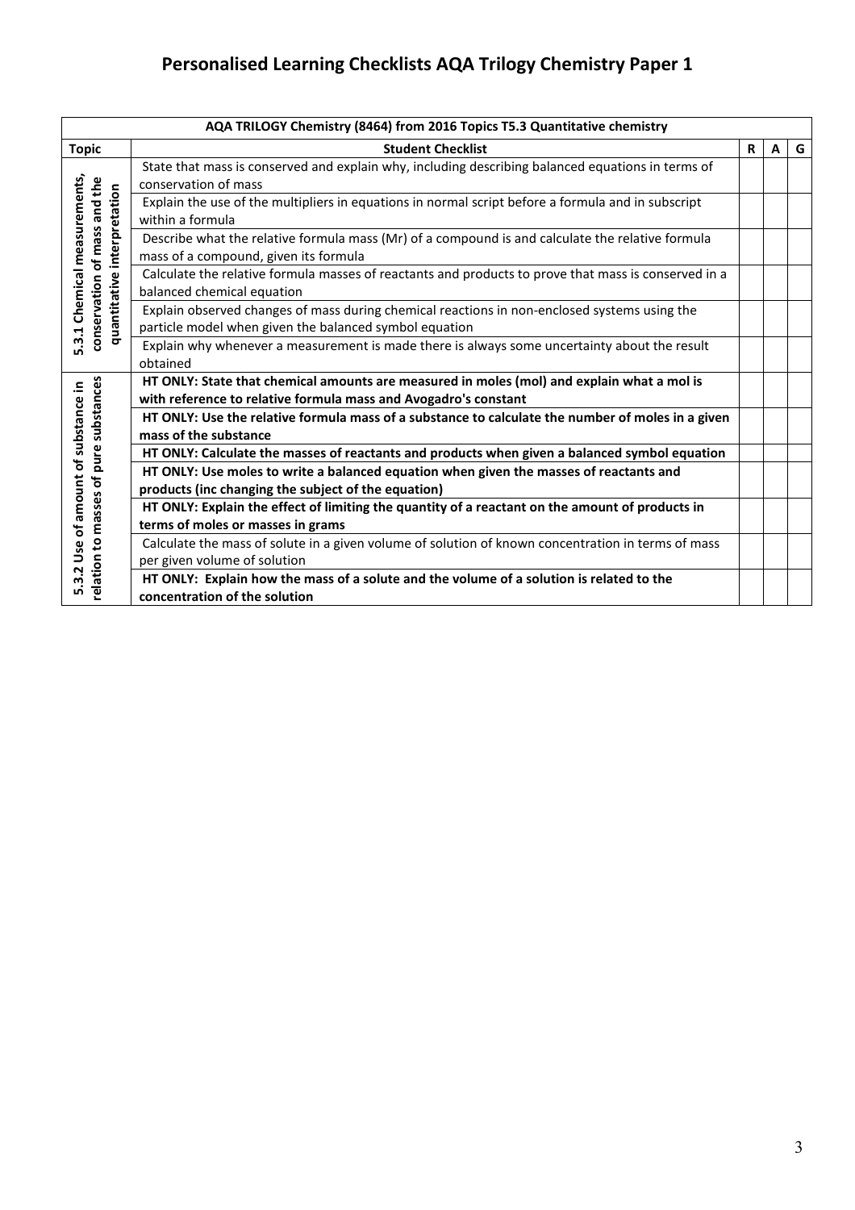# Personalised Learning Checklists AQA Trilogy Chemistry Paper 1

| AQA TRILOGY Chemistry (8464) from 2016 Topics T5.3 Quantitative chemistry | | | | |
|---|---|---|---|---|
| **Topic** | **Student Checklist** | **R** | **A** | **G** |
| **5.3.1 Chemical measurements, conservation of mass and the quantitative interpretation** | State that mass is conserved and explain why, including describing balanced equations in terms of conservation of mass | | | |
| | Explain the use of the multipliers in equations in normal script before a formula and in subscript within a formula | | | |
| | Describe what the relative formula mass (Mr) of a compound is and calculate the relative formula mass of a compound, given its formula | | | |
| | Calculate the relative formula masses of reactants and products to prove that mass is conserved in a balanced chemical equation | | | |
| | Explain observed changes of mass during chemical reactions in non-enclosed systems using the particle model when given the balanced symbol equation | | | |
| | Explain why whenever a measurement is made there is always some uncertainty about the result obtained | | | |
| **5.3.2 Use of amount of substance in relation to masses of pure substances** | **HT ONLY: State that chemical amounts are measured in moles (mol) and explain what a mol is with reference to relative formula mass and Avogadro's constant** | | | |
| | **HT ONLY: Use the relative formula mass of a substance to calculate the number of moles in a given mass of the substance** | | | |
| | **HT ONLY: Calculate the masses of reactants and products when given a balanced symbol equation** | | | |
| | **HT ONLY: Use moles to write a balanced equation when given the masses of reactants and products (inc changing the subject of the equation)** | | | |
| | **HT ONLY: Explain the effect of limiting the quantity of a reactant on the amount of products in terms of moles or masses in grams** | | | |
| | Calculate the mass of solute in a given volume of solution of known concentration in terms of mass per given volume of solution | | | |
| | **HT ONLY: Explain how the mass of a solute and the volume of a solution is related to the concentration of the solution** | | | |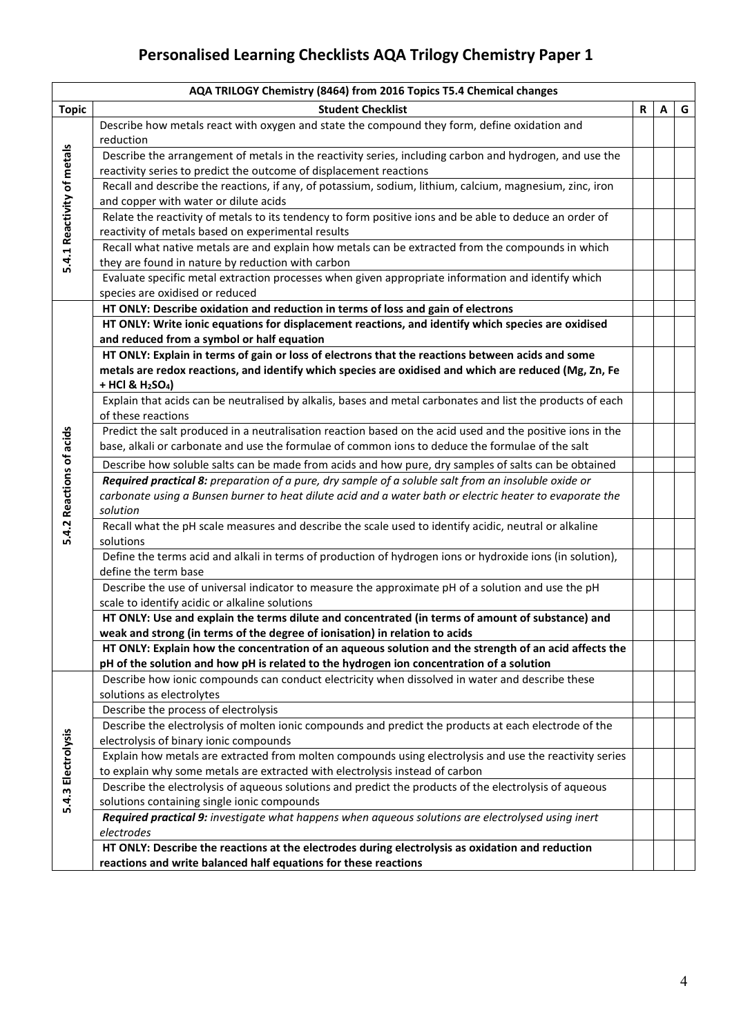# Personalised Learning Checklists AQA Trilogy Chemistry Paper 1

| AQA TRILOGY Chemistry (8464) from 2016 Topics T5.4 Chemical changes | | | | |
|---|---|---|---|---|
| **Topic** | **Student Checklist** | **R** | **A** | **G** |
| 5.4.1 Reactivity of metals | Describe how metals react with oxygen and state the compound they form, define oxidation and reduction | | | |
| | Describe the arrangement of metals in the reactivity series, including carbon and hydrogen, and use the reactivity series to predict the outcome of displacement reactions | | | |
| | Recall and describe the reactions, if any, of potassium, sodium, lithium, calcium, magnesium, zinc, iron and copper with water or dilute acids | | | |
| | Relate the reactivity of metals to its tendency to form positive ions and be able to deduce an order of reactivity of metals based on experimental results | | | |
| | Recall what native metals are and explain how metals can be extracted from the compounds in which they are found in nature by reduction with carbon | | | |
| | Evaluate specific metal extraction processes when given appropriate information and identify which species are oxidised or reduced | | | |
| 5.4.2 Reactions of acids | **HT ONLY: Describe oxidation and reduction in terms of loss and gain of electrons** | | | |
| | **HT ONLY: Write ionic equations for displacement reactions, and identify which species are oxidised and reduced from a symbol or half equation** | | | |
| | **HT ONLY: Explain in terms of gain or loss of electrons that the reactions between acids and some metals are redox reactions, and identify which species are oxidised and which are reduced (Mg, Zn, Fe + HCl & $H_2SO_4$)** | | | |
| | Explain that acids can be neutralised by alkalis, bases and metal carbonates and list the products of each of these reactions | | | |
| | Predict the salt produced in a neutralisation reaction based on the acid used and the positive ions in the base, alkali or carbonate and use the formulae of common ions to deduce the formulae of the salt | | | |
| | Describe how soluble salts can be made from acids and how pure, dry samples of salts can be obtained | | | |
| | ***Required practical 8:*** *preparation of a pure, dry sample of a soluble salt from an insoluble oxide or carbonate using a Bunsen burner to heat dilute acid and a water bath or electric heater to evaporate the solution* | | | |
| | Recall what the pH scale measures and describe the scale used to identify acidic, neutral or alkaline solutions | | | |
| | Define the terms acid and alkali in terms of production of hydrogen ions or hydroxide ions (in solution), define the term base | | | |
| | Describe the use of universal indicator to measure the approximate pH of a solution and use the pH scale to identify acidic or alkaline solutions | | | |
| | **HT ONLY: Use and explain the terms dilute and concentrated (in terms of amount of substance) and weak and strong (in terms of the degree of ionisation) in relation to acids** | | | |
| | **HT ONLY: Explain how the concentration of an aqueous solution and the strength of an acid affects the pH of the solution and how pH is related to the hydrogen ion concentration of a solution** | | | |
| 5.4.3 Electrolysis | Describe how ionic compounds can conduct electricity when dissolved in water and describe these solutions as electrolytes | | | |
| | Describe the process of electrolysis | | | |
| | Describe the electrolysis of molten ionic compounds and predict the products at each electrode of the electrolysis of binary ionic compounds | | | |
| | Explain how metals are extracted from molten compounds using electrolysis and use the reactivity series to explain why some metals are extracted with electrolysis instead of carbon | | | |
| | Describe the electrolysis of aqueous solutions and predict the products of the electrolysis of aqueous solutions containing single ionic compounds | | | |
| | ***Required practical 9:*** *investigate what happens when aqueous solutions are electrolysed using inert electrodes* | | | |
| | **HT ONLY: Describe the reactions at the electrodes during electrolysis as oxidation and reduction reactions and write balanced half equations for these reactions** | | | |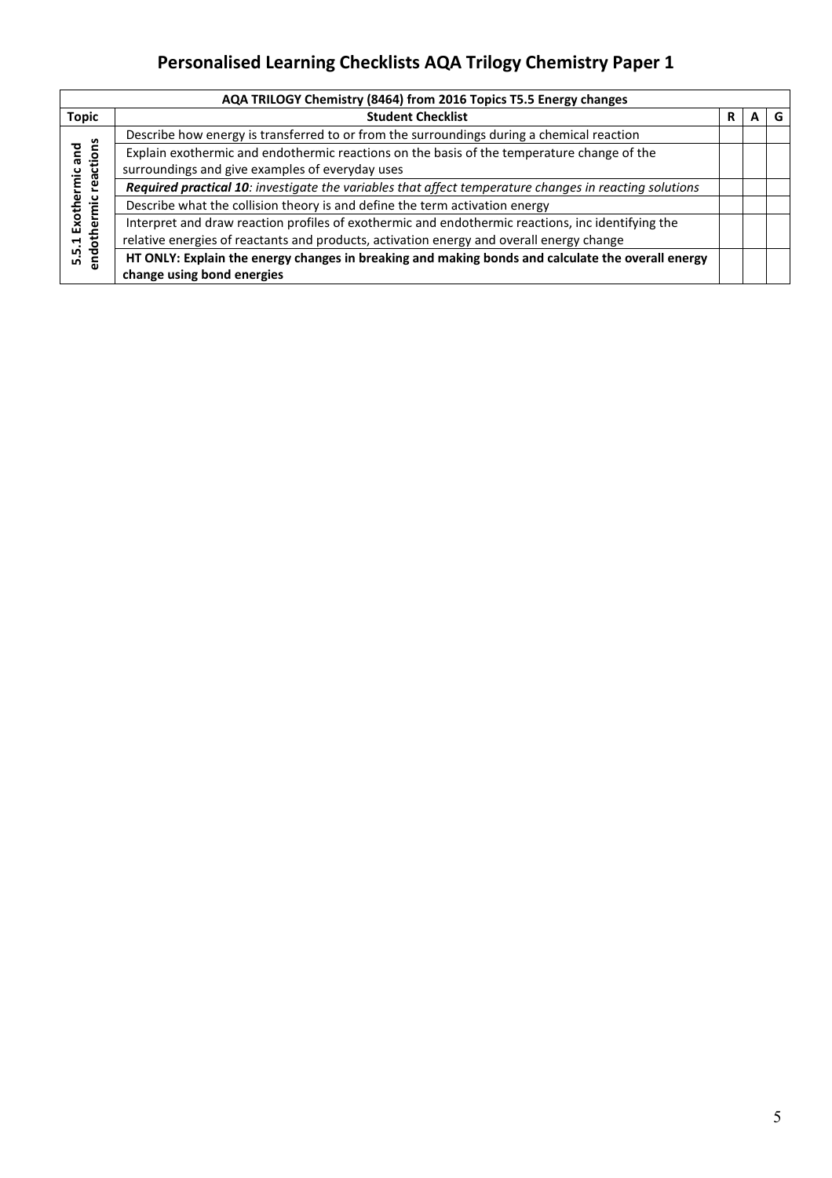# Personalised Learning Checklists AQA Trilogy Chemistry Paper 1

| AQA TRILOGY Chemistry (8464) from 2016 Topics T5.5 Energy changes | | | | |
|---|---|---|---|---|
| **Topic** | **Student Checklist** | **R** | **A** | **G** |
| **5.5.1 Exothermic and endothermic reactions** | Describe how energy is transferred to or from the surroundings during a chemical reaction | | | |
| | Explain exothermic and endothermic reactions on the basis of the temperature change of the surroundings and give examples of everyday uses | | | |
| | ***Required practical 10****: investigate the variables that affect temperature changes in reacting solutions* | | | |
| | Describe what the collision theory is and define the term activation energy | | | |
| | Interpret and draw reaction profiles of exothermic and endothermic reactions, inc identifying the relative energies of reactants and products, activation energy and overall energy change | | | |
| | **HT ONLY: Explain the energy changes in breaking and making bonds and calculate the overall energy change using bond energies** | | | |